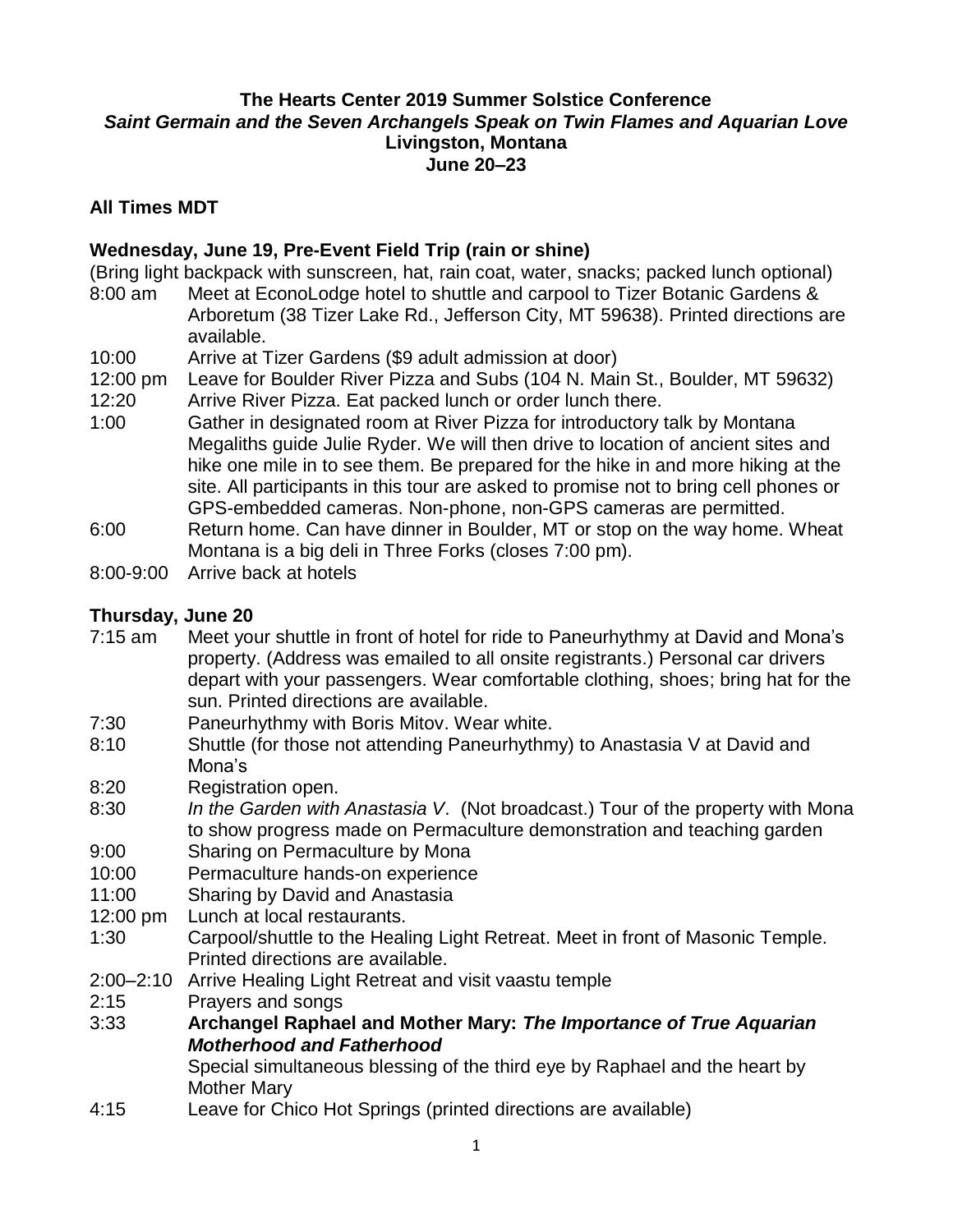**The Hearts Center 2019 Summer Solstice Conference**
***Saint Germain and the Seven Archangels Speak on Twin Flames and Aquarian Love***
**Livingston, Montana**
**June 20–23**

## All Times MDT

### Wednesday, June 19, Pre-Event Field Trip (rain or shine)

(Bring light backpack with sunscreen, hat, rain coat, water, snacks; packed lunch optional)

8:00 am — Meet at EconoLodge hotel to shuttle and carpool to Tizer Botanic Gardens & Arboretum (38 Tizer Lake Rd., Jefferson City, MT 59638). Printed directions are available.

10:00 — Arrive at Tizer Gardens ($9 adult admission at door)

12:00 pm — Leave for Boulder River Pizza and Subs (104 N. Main St., Boulder, MT 59632)

12:20 — Arrive River Pizza. Eat packed lunch or order lunch there.

1:00 — Gather in designated room at River Pizza for introductory talk by Montana Megaliths guide Julie Ryder. We will then drive to location of ancient sites and hike one mile in to see them. Be prepared for the hike in and more hiking at the site. All participants in this tour are asked to promise not to bring cell phones or GPS-embedded cameras. Non-phone, non-GPS cameras are permitted.

6:00 — Return home. Can have dinner in Boulder, MT or stop on the way home. Wheat Montana is a big deli in Three Forks (closes 7:00 pm).

8:00-9:00 — Arrive back at hotels

### Thursday, June 20

7:15 am — Meet your shuttle in front of hotel for ride to Paneurhythmy at David and Mona's property. (Address was emailed to all onsite registrants.) Personal car drivers depart with your passengers. Wear comfortable clothing, shoes; bring hat for the sun. Printed directions are available.

7:30 — Paneurhythmy with Boris Mitov. Wear white.

8:10 — Shuttle (for those not attending Paneurhythmy) to Anastasia V at David and Mona's

8:20 — Registration open.

8:30 — *In the Garden with Anastasia V*. (Not broadcast.) Tour of the property with Mona to show progress made on Permaculture demonstration and teaching garden

9:00 — Sharing on Permaculture by Mona

10:00 — Permaculture hands-on experience

11:00 — Sharing by David and Anastasia

12:00 pm — Lunch at local restaurants.

1:30 — Carpool/shuttle to the Healing Light Retreat. Meet in front of Masonic Temple. Printed directions are available.

2:00–2:10 — Arrive Healing Light Retreat and visit vaastu temple

2:15 — Prayers and songs

3:33 — **Archangel Raphael and Mother Mary: *The Importance of True Aquarian Motherhood and Fatherhood***
Special simultaneous blessing of the third eye by Raphael and the heart by Mother Mary

4:15 — Leave for Chico Hot Springs (printed directions are available)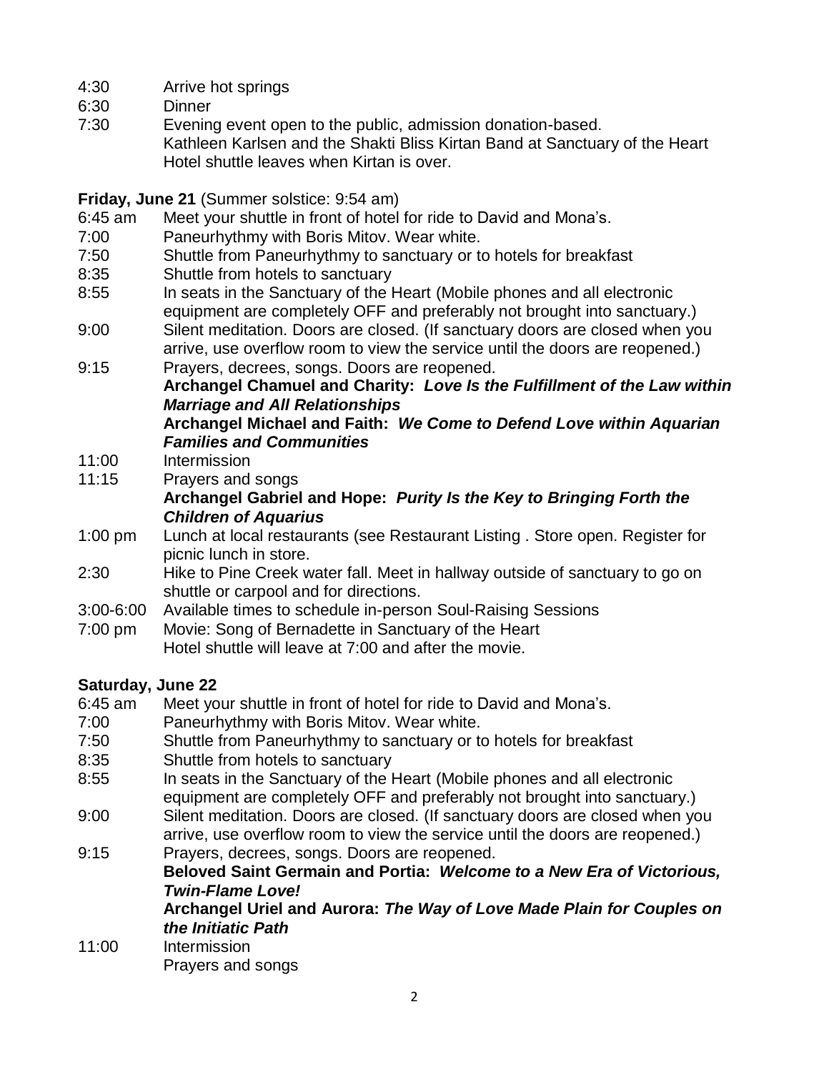4:30 Arrive hot springs
6:30 Dinner
7:30 Evening event open to the public, admission donation-based.
Kathleen Karlsen and the Shakti Bliss Kirtan Band at Sanctuary of the Heart
Hotel shuttle leaves when Kirtan is over.

**Friday, June 21** (Summer solstice: 9:54 am)

6:45 am Meet your shuttle in front of hotel for ride to David and Mona's.
7:00 Paneurhythmy with Boris Mitov. Wear white.
7:50 Shuttle from Paneurhythmy to sanctuary or to hotels for breakfast
8:35 Shuttle from hotels to sanctuary
8:55 In seats in the Sanctuary of the Heart (Mobile phones and all electronic equipment are completely OFF and preferably not brought into sanctuary.)
9:00 Silent meditation. Doors are closed. (If sanctuary doors are closed when you arrive, use overflow room to view the service until the doors are reopened.)
9:15 Prayers, decrees, songs. Doors are reopened.
**Archangel Chamuel and Charity: *Love Is the Fulfillment of the Law within Marriage and All Relationships***
**Archangel Michael and Faith: *We Come to Defend Love within Aquarian Families and Communities***
11:00 Intermission
11:15 Prayers and songs
**Archangel Gabriel and Hope: *Purity Is the Key to Bringing Forth the Children of Aquarius***
1:00 pm Lunch at local restaurants (see Restaurant Listing . Store open. Register for picnic lunch in store.
2:30 Hike to Pine Creek water fall. Meet in hallway outside of sanctuary to go on shuttle or carpool and for directions.
3:00-6:00 Available times to schedule in-person Soul-Raising Sessions
7:00 pm Movie: Song of Bernadette in Sanctuary of the Heart
Hotel shuttle will leave at 7:00 and after the movie.

**Saturday, June 22**

6:45 am Meet your shuttle in front of hotel for ride to David and Mona's.
7:00 Paneurhythmy with Boris Mitov. Wear white.
7:50 Shuttle from Paneurhythmy to sanctuary or to hotels for breakfast
8:35 Shuttle from hotels to sanctuary
8:55 In seats in the Sanctuary of the Heart (Mobile phones and all electronic equipment are completely OFF and preferably not brought into sanctuary.)
9:00 Silent meditation. Doors are closed. (If sanctuary doors are closed when you arrive, use overflow room to view the service until the doors are reopened.)
9:15 Prayers, decrees, songs. Doors are reopened.
**Beloved Saint Germain and Portia: *Welcome to a New Era of Victorious, Twin-Flame Love!***
**Archangel Uriel and Aurora: *The Way of Love Made Plain for Couples on the Initiatic Path***
11:00 Intermission
Prayers and songs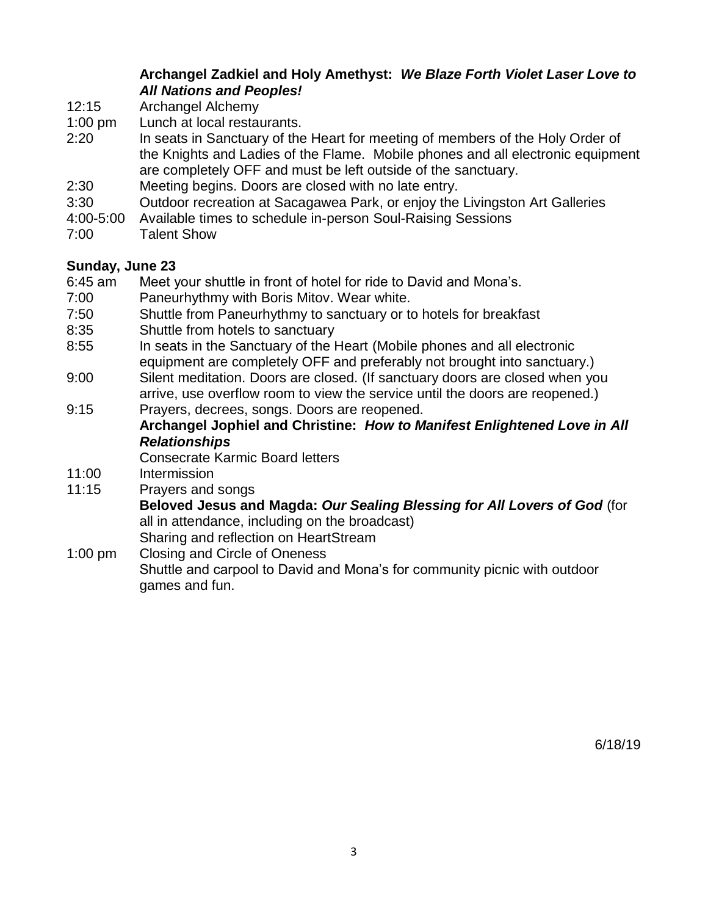**Archangel Zadkiel and Holy Amethyst:** ***We Blaze Forth Violet Laser Love to All Nations and Peoples!***

12:15 Archangel Alchemy

1:00 pm Lunch at local restaurants.

2:20 In seats in Sanctuary of the Heart for meeting of members of the Holy Order of the Knights and Ladies of the Flame. Mobile phones and all electronic equipment are completely OFF and must be left outside of the sanctuary.

2:30 Meeting begins. Doors are closed with no late entry.

3:30 Outdoor recreation at Sacagawea Park, or enjoy the Livingston Art Galleries

4:00-5:00 Available times to schedule in-person Soul-Raising Sessions

7:00 Talent Show

**Sunday, June 23**

6:45 am Meet your shuttle in front of hotel for ride to David and Mona's.

7:00 Paneurhythmy with Boris Mitov. Wear white.

7:50 Shuttle from Paneurhythmy to sanctuary or to hotels for breakfast

8:35 Shuttle from hotels to sanctuary

8:55 In seats in the Sanctuary of the Heart (Mobile phones and all electronic equipment are completely OFF and preferably not brought into sanctuary.)

9:00 Silent meditation. Doors are closed. (If sanctuary doors are closed when you arrive, use overflow room to view the service until the doors are reopened.)

9:15 Prayers, decrees, songs. Doors are reopened.
**Archangel Jophiel and Christine:** ***How to Manifest Enlightened Love in All Relationships***
Consecrate Karmic Board letters

11:00 Intermission

11:15 Prayers and songs
**Beloved Jesus and Magda:** ***Our Sealing Blessing for All Lovers of God*** (for all in attendance, including on the broadcast)
Sharing and reflection on HeartStream

1:00 pm Closing and Circle of Oneness
Shuttle and carpool to David and Mona's for community picnic with outdoor games and fun.

6/18/19